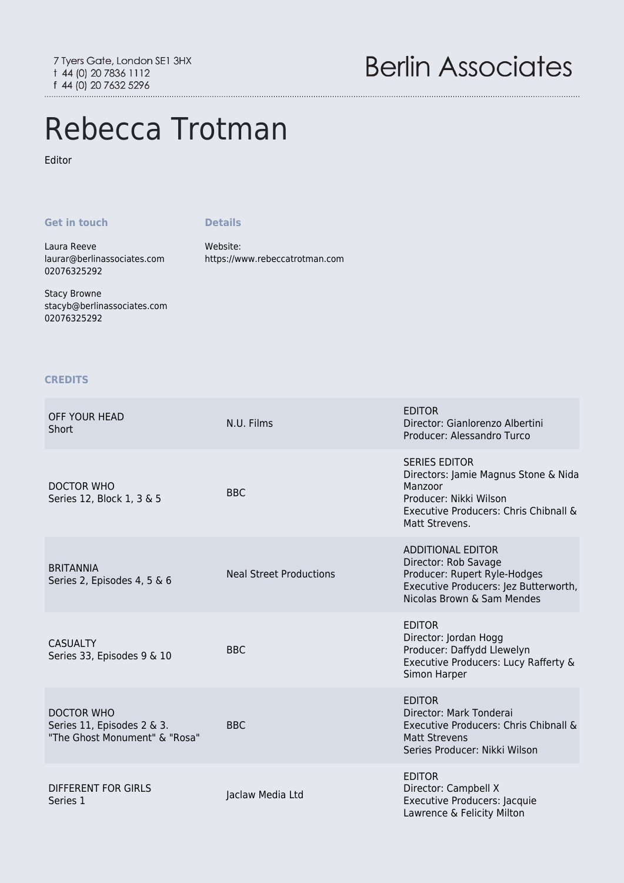7 Tyers Gate, London SE1 3HX
t 44 (0) 20 7836 1112
f 44 (0) 20 7632 5296

Berlin Associates

# Rebecca Trotman

Editor

### Get in touch

Laura Reeve
laurar@berlinassociates.com
02076325292

Stacy Browne
stacyb@berlinassociates.com
02076325292

### Details

Website:
https://www.rebeccatrotman.com

### CREDITS

| | | |
|---|---|---|
| OFF YOUR HEAD<br>Short | N.U. Films | EDITOR<br>Director: Gianlorenzo Albertini<br>Producer: Alessandro Turco |
| DOCTOR WHO<br>Series 12, Block 1, 3 & 5 | BBC | SERIES EDITOR<br>Directors: Jamie Magnus Stone & Nida Manzoor<br>Producer: Nikki Wilson<br>Executive Producers: Chris Chibnall & Matt Strevens. |
| BRITANNIA<br>Series 2, Episodes 4, 5 & 6 | Neal Street Productions | ADDITIONAL EDITOR<br>Director: Rob Savage<br>Producer: Rupert Ryle-Hodges<br>Executive Producers: Jez Butterworth, Nicolas Brown & Sam Mendes |
| CASUALTY<br>Series 33, Episodes 9 & 10 | BBC | EDITOR<br>Director: Jordan Hogg<br>Producer: Daffydd Llewelyn<br>Executive Producers: Lucy Rafferty & Simon Harper |
| DOCTOR WHO<br>Series 11, Episodes 2 & 3.<br>"The Ghost Monument" & "Rosa" | BBC | EDITOR<br>Director: Mark Tonderai<br>Executive Producers: Chris Chibnall & Matt Strevens<br>Series Producer: Nikki Wilson |
| DIFFERENT FOR GIRLS<br>Series 1 | Jaclaw Media Ltd | EDITOR<br>Director: Campbell X<br>Executive Producers: Jacquie Lawrence & Felicity Milton |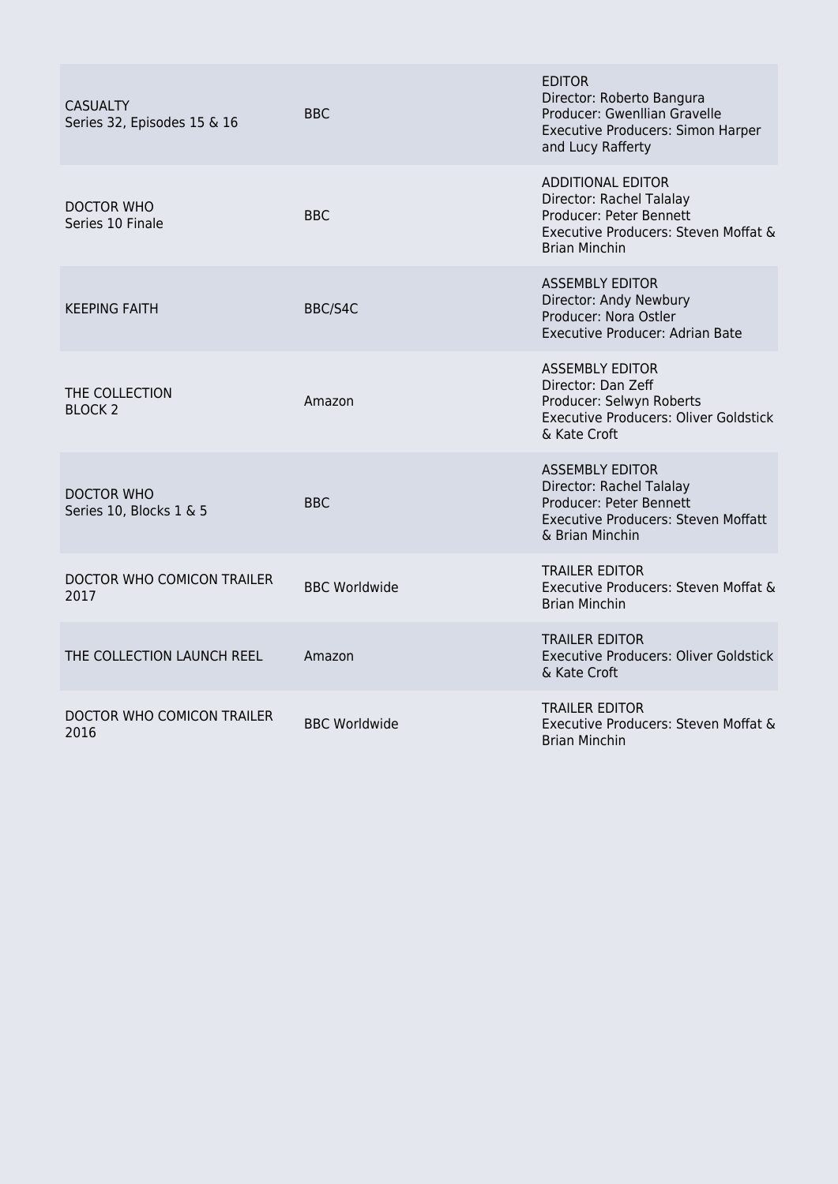| | | |
|---|---|---|
| CASUALTY<br>Series 32, Episodes 15 & 16 | BBC | EDITOR<br>Director: Roberto Bangura<br>Producer: Gwenllian Gravelle<br>Executive Producers: Simon Harper and Lucy Rafferty |
| DOCTOR WHO<br>Series 10 Finale | BBC | ADDITIONAL EDITOR<br>Director: Rachel Talalay<br>Producer: Peter Bennett<br>Executive Producers: Steven Moffat & Brian Minchin |
| KEEPING FAITH | BBC/S4C | ASSEMBLY EDITOR<br>Director: Andy Newbury<br>Producer: Nora Ostler<br>Executive Producer: Adrian Bate |
| THE COLLECTION<br>BLOCK 2 | Amazon | ASSEMBLY EDITOR<br>Director: Dan Zeff<br>Producer: Selwyn Roberts<br>Executive Producers: Oliver Goldstick & Kate Croft |
| DOCTOR WHO<br>Series 10, Blocks 1 & 5 | BBC | ASSEMBLY EDITOR<br>Director: Rachel Talalay<br>Producer: Peter Bennett<br>Executive Producers: Steven Moffatt & Brian Minchin |
| DOCTOR WHO COMICON TRAILER 2017 | BBC Worldwide | TRAILER EDITOR<br>Executive Producers: Steven Moffat & Brian Minchin |
| THE COLLECTION LAUNCH REEL | Amazon | TRAILER EDITOR<br>Executive Producers: Oliver Goldstick & Kate Croft |
| DOCTOR WHO COMICON TRAILER 2016 | BBC Worldwide | TRAILER EDITOR<br>Executive Producers: Steven Moffat & Brian Minchin |